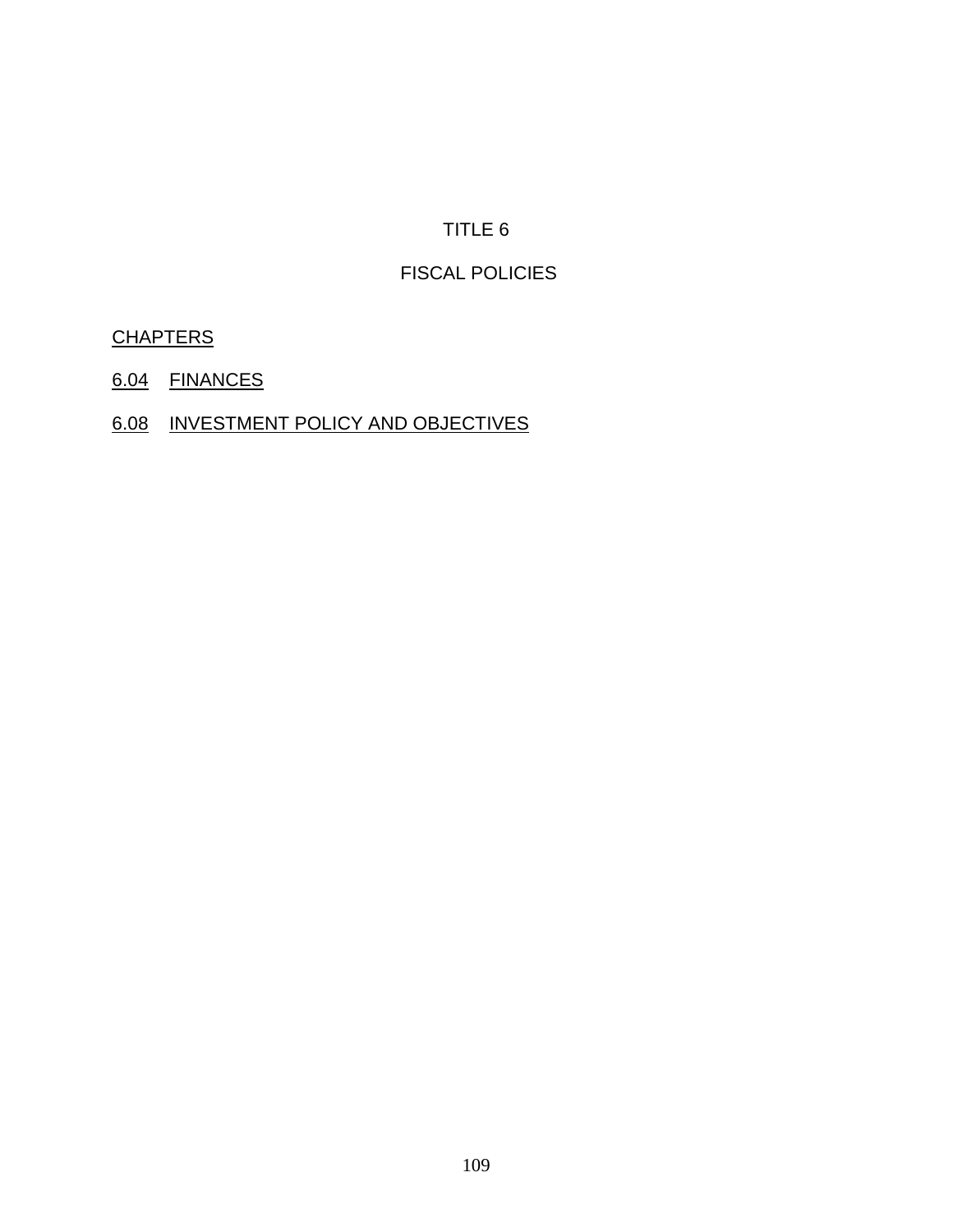# TITLE 6

# FISCAL POLICIES

CHAPTERS

6.04 FINANCES

6.08 INVESTMENT POLICY AND OBJECTIVES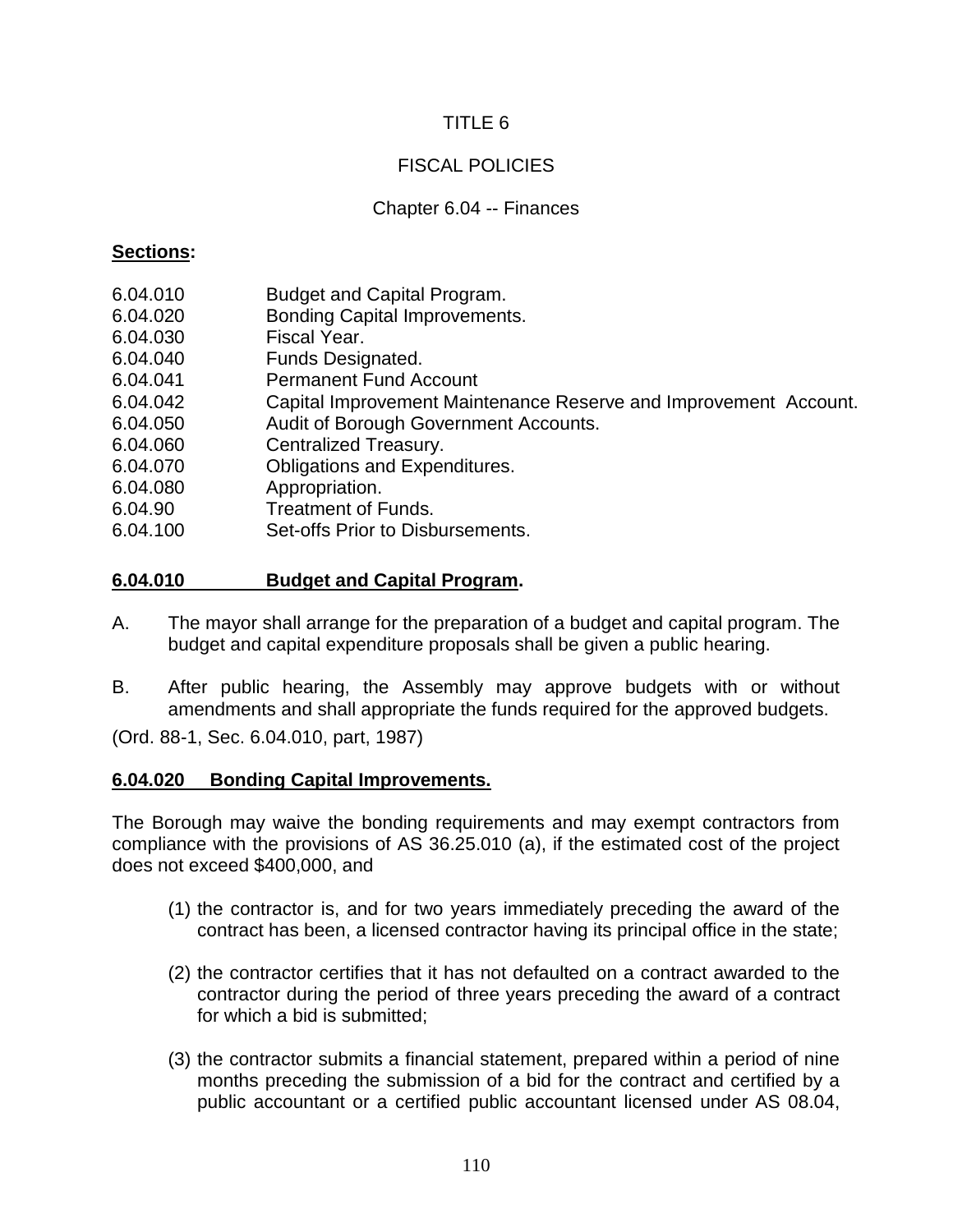TITLE 6

FISCAL POLICIES

Chapter 6.04 -- Finances

**Sections:**

| | |
|---|---|
| 6.04.010 | Budget and Capital Program. |
| 6.04.020 | Bonding Capital Improvements. |
| 6.04.030 | Fiscal Year. |
| 6.04.040 | Funds Designated. |
| 6.04.041 | Permanent Fund Account |
| 6.04.042 | Capital Improvement Maintenance Reserve and Improvement Account. |
| 6.04.050 | Audit of Borough Government Accounts. |
| 6.04.060 | Centralized Treasury. |
| 6.04.070 | Obligations and Expenditures. |
| 6.04.080 | Appropriation. |
| 6.04.90 | Treatment of Funds. |
| 6.04.100 | Set-offs Prior to Disbursements. |

**6.04.010 Budget and Capital Program.**

A. The mayor shall arrange for the preparation of a budget and capital program. The budget and capital expenditure proposals shall be given a public hearing.

B. After public hearing, the Assembly may approve budgets with or without amendments and shall appropriate the funds required for the approved budgets.

(Ord. 88-1, Sec. 6.04.010, part, 1987)

**6.04.020 Bonding Capital Improvements.**

The Borough may waive the bonding requirements and may exempt contractors from compliance with the provisions of AS 36.25.010 (a), if the estimated cost of the project does not exceed $400,000, and

(1) the contractor is, and for two years immediately preceding the award of the contract has been, a licensed contractor having its principal office in the state;

(2) the contractor certifies that it has not defaulted on a contract awarded to the contractor during the period of three years preceding the award of a contract for which a bid is submitted;

(3) the contractor submits a financial statement, prepared within a period of nine months preceding the submission of a bid for the contract and certified by a public accountant or a certified public accountant licensed under AS 08.04,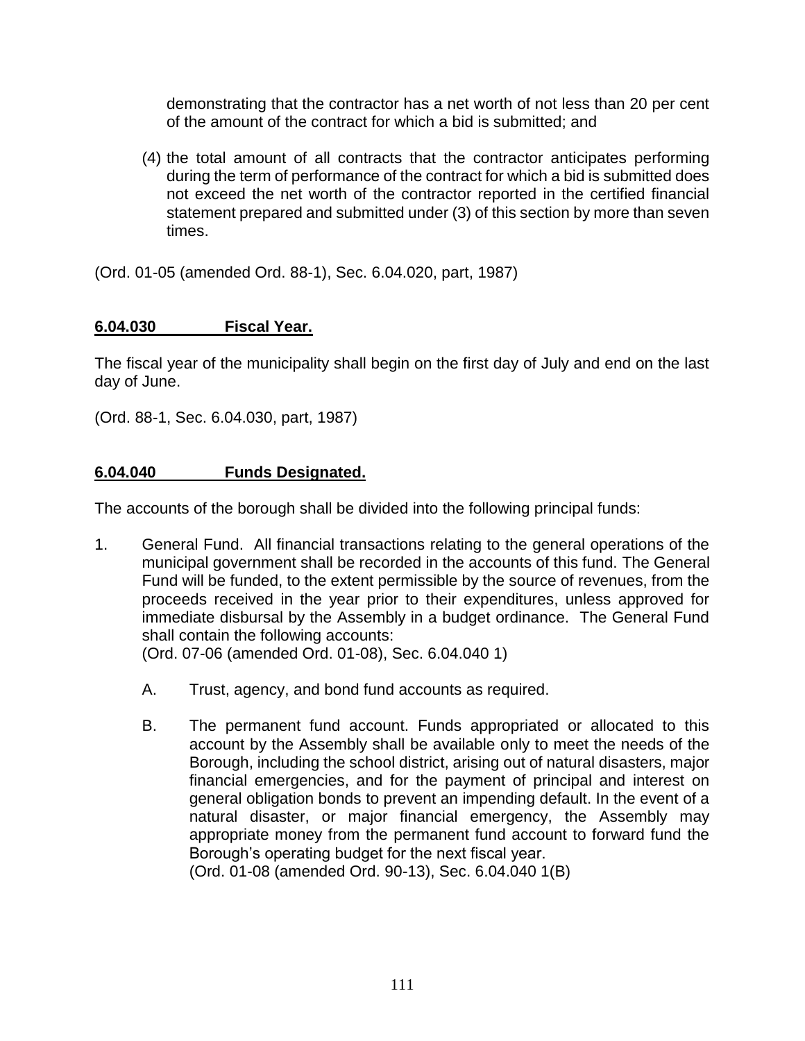demonstrating that the contractor has a net worth of not less than 20 per cent of the amount of the contract for which a bid is submitted; and

(4) the total amount of all contracts that the contractor anticipates performing during the term of performance of the contract for which a bid is submitted does not exceed the net worth of the contractor reported in the certified financial statement prepared and submitted under (3) of this section by more than seven times.

(Ord. 01-05 (amended Ord. 88-1), Sec. 6.04.020, part, 1987)

## 6.04.030 Fiscal Year.

The fiscal year of the municipality shall begin on the first day of July and end on the last day of June.

(Ord. 88-1, Sec. 6.04.030, part, 1987)

## 6.04.040 Funds Designated.

The accounts of the borough shall be divided into the following principal funds:

1. General Fund. All financial transactions relating to the general operations of the municipal government shall be recorded in the accounts of this fund. The General Fund will be funded, to the extent permissible by the source of revenues, from the proceeds received in the year prior to their expenditures, unless approved for immediate disbursal by the Assembly in a budget ordinance. The General Fund shall contain the following accounts:
(Ord. 07-06 (amended Ord. 01-08), Sec. 6.04.040 1)

   A. Trust, agency, and bond fund accounts as required.

   B. The permanent fund account. Funds appropriated or allocated to this account by the Assembly shall be available only to meet the needs of the Borough, including the school district, arising out of natural disasters, major financial emergencies, and for the payment of principal and interest on general obligation bonds to prevent an impending default. In the event of a natural disaster, or major financial emergency, the Assembly may appropriate money from the permanent fund account to forward fund the Borough's operating budget for the next fiscal year.
   (Ord. 01-08 (amended Ord. 90-13), Sec. 6.04.040 1(B)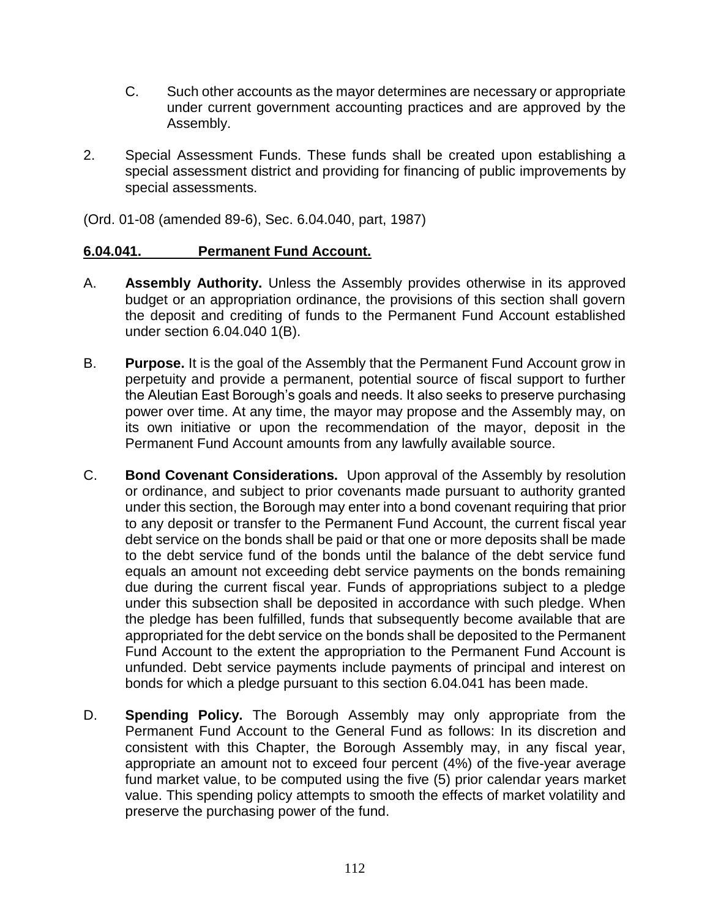C. Such other accounts as the mayor determines are necessary or appropriate under current government accounting practices and are approved by the Assembly.

2. Special Assessment Funds. These funds shall be created upon establishing a special assessment district and providing for financing of public improvements by special assessments.

(Ord. 01-08 (amended 89-6), Sec. 6.04.040, part, 1987)

## 6.04.041. Permanent Fund Account.

A. **Assembly Authority.** Unless the Assembly provides otherwise in its approved budget or an appropriation ordinance, the provisions of this section shall govern the deposit and crediting of funds to the Permanent Fund Account established under section 6.04.040 1(B).

B. **Purpose.** It is the goal of the Assembly that the Permanent Fund Account grow in perpetuity and provide a permanent, potential source of fiscal support to further the Aleutian East Borough's goals and needs. It also seeks to preserve purchasing power over time. At any time, the mayor may propose and the Assembly may, on its own initiative or upon the recommendation of the mayor, deposit in the Permanent Fund Account amounts from any lawfully available source.

C. **Bond Covenant Considerations.** Upon approval of the Assembly by resolution or ordinance, and subject to prior covenants made pursuant to authority granted under this section, the Borough may enter into a bond covenant requiring that prior to any deposit or transfer to the Permanent Fund Account, the current fiscal year debt service on the bonds shall be paid or that one or more deposits shall be made to the debt service fund of the bonds until the balance of the debt service fund equals an amount not exceeding debt service payments on the bonds remaining due during the current fiscal year. Funds of appropriations subject to a pledge under this subsection shall be deposited in accordance with such pledge. When the pledge has been fulfilled, funds that subsequently become available that are appropriated for the debt service on the bonds shall be deposited to the Permanent Fund Account to the extent the appropriation to the Permanent Fund Account is unfunded. Debt service payments include payments of principal and interest on bonds for which a pledge pursuant to this section 6.04.041 has been made.

D. **Spending Policy.** The Borough Assembly may only appropriate from the Permanent Fund Account to the General Fund as follows: In its discretion and consistent with this Chapter, the Borough Assembly may, in any fiscal year, appropriate an amount not to exceed four percent (4%) of the five-year average fund market value, to be computed using the five (5) prior calendar years market value. This spending policy attempts to smooth the effects of market volatility and preserve the purchasing power of the fund.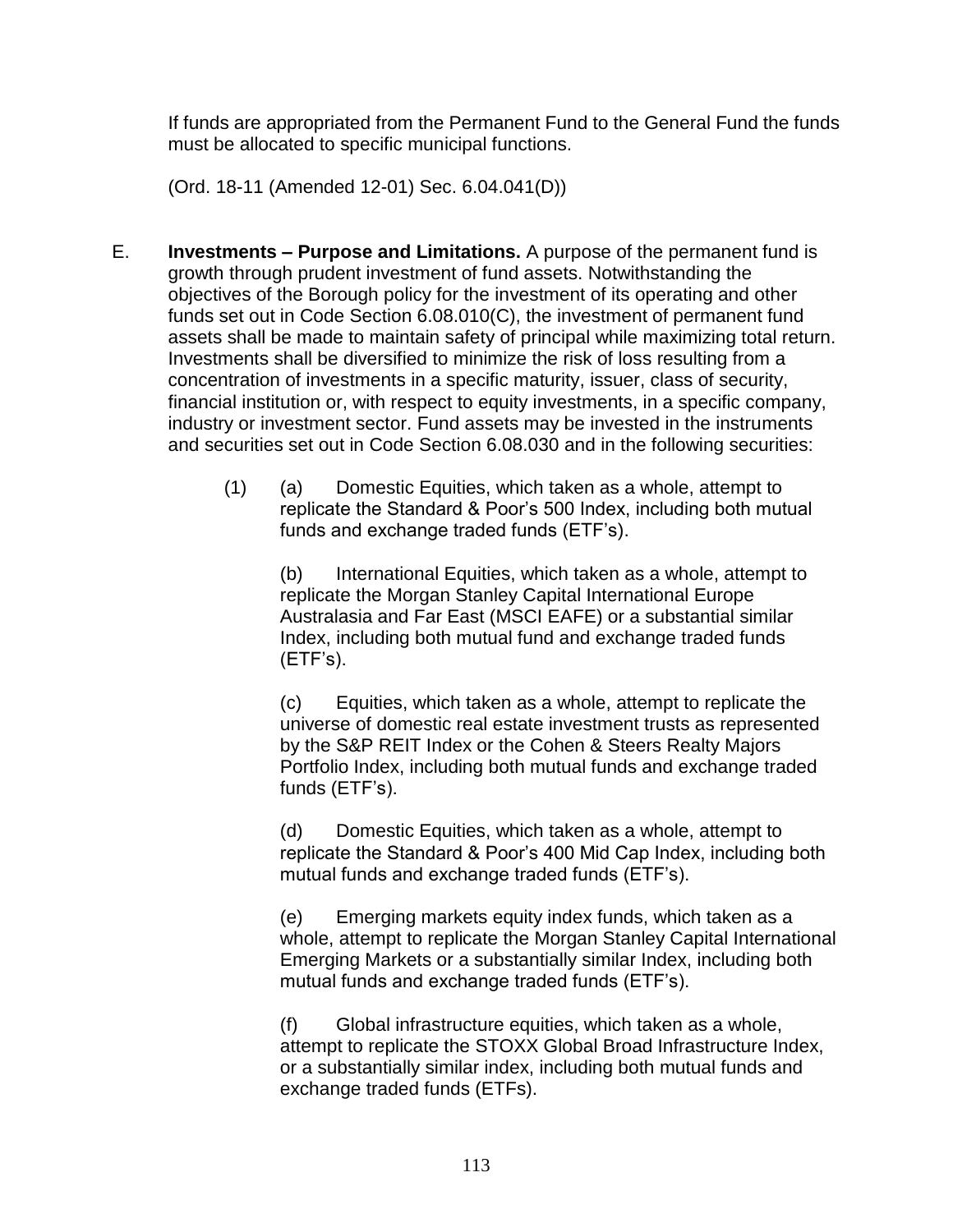If funds are appropriated from the Permanent Fund to the General Fund the funds must be allocated to specific municipal functions.

(Ord. 18-11 (Amended 12-01) Sec. 6.04.041(D))

E. **Investments – Purpose and Limitations.** A purpose of the permanent fund is growth through prudent investment of fund assets. Notwithstanding the objectives of the Borough policy for the investment of its operating and other funds set out in Code Section 6.08.010(C), the investment of permanent fund assets shall be made to maintain safety of principal while maximizing total return. Investments shall be diversified to minimize the risk of loss resulting from a concentration of investments in a specific maturity, issuer, class of security, financial institution or, with respect to equity investments, in a specific company, industry or investment sector. Fund assets may be invested in the instruments and securities set out in Code Section 6.08.030 and in the following securities:

(1) (a) Domestic Equities, which taken as a whole, attempt to replicate the Standard & Poor's 500 Index, including both mutual funds and exchange traded funds (ETF's).

(b) International Equities, which taken as a whole, attempt to replicate the Morgan Stanley Capital International Europe Australasia and Far East (MSCI EAFE) or a substantial similar Index, including both mutual fund and exchange traded funds (ETF's).

(c) Equities, which taken as a whole, attempt to replicate the universe of domestic real estate investment trusts as represented by the S&P REIT Index or the Cohen & Steers Realty Majors Portfolio Index, including both mutual funds and exchange traded funds (ETF's).

(d) Domestic Equities, which taken as a whole, attempt to replicate the Standard & Poor's 400 Mid Cap Index, including both mutual funds and exchange traded funds (ETF's).

(e) Emerging markets equity index funds, which taken as a whole, attempt to replicate the Morgan Stanley Capital International Emerging Markets or a substantially similar Index, including both mutual funds and exchange traded funds (ETF's).

(f) Global infrastructure equities, which taken as a whole, attempt to replicate the STOXX Global Broad Infrastructure Index, or a substantially similar index, including both mutual funds and exchange traded funds (ETFs).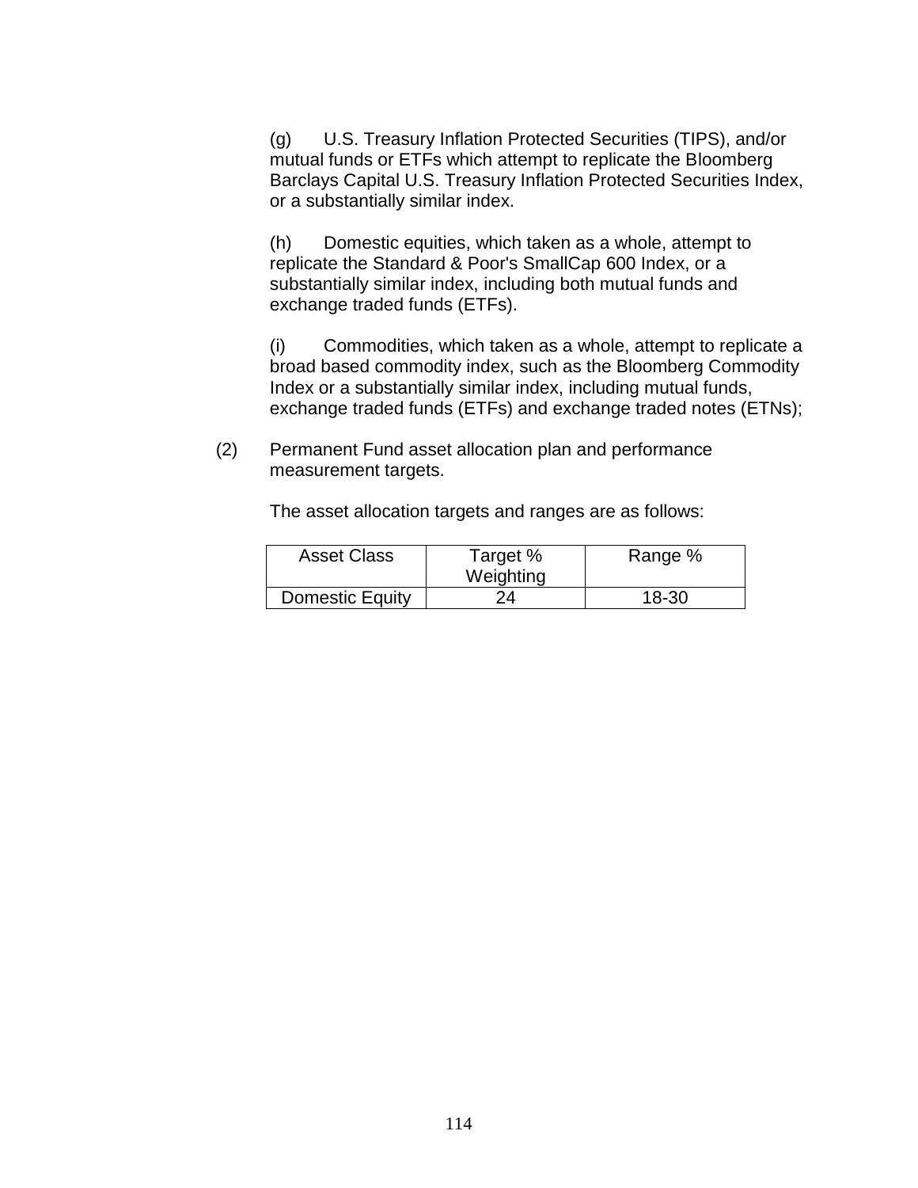(g) U.S. Treasury Inflation Protected Securities (TIPS), and/or mutual funds or ETFs which attempt to replicate the Bloomberg Barclays Capital U.S. Treasury Inflation Protected Securities Index, or a substantially similar index.

(h) Domestic equities, which taken as a whole, attempt to replicate the Standard & Poor's SmallCap 600 Index, or a substantially similar index, including both mutual funds and exchange traded funds (ETFs).

(i) Commodities, which taken as a whole, attempt to replicate a broad based commodity index, such as the Bloomberg Commodity Index or a substantially similar index, including mutual funds, exchange traded funds (ETFs) and exchange traded notes (ETNs);

(2) Permanent Fund asset allocation plan and performance measurement targets.

The asset allocation targets and ranges are as follows:

| Asset Class | Target % Weighting | Range % |
|---|---|---|
| Domestic Equity | 24 | 18-30 |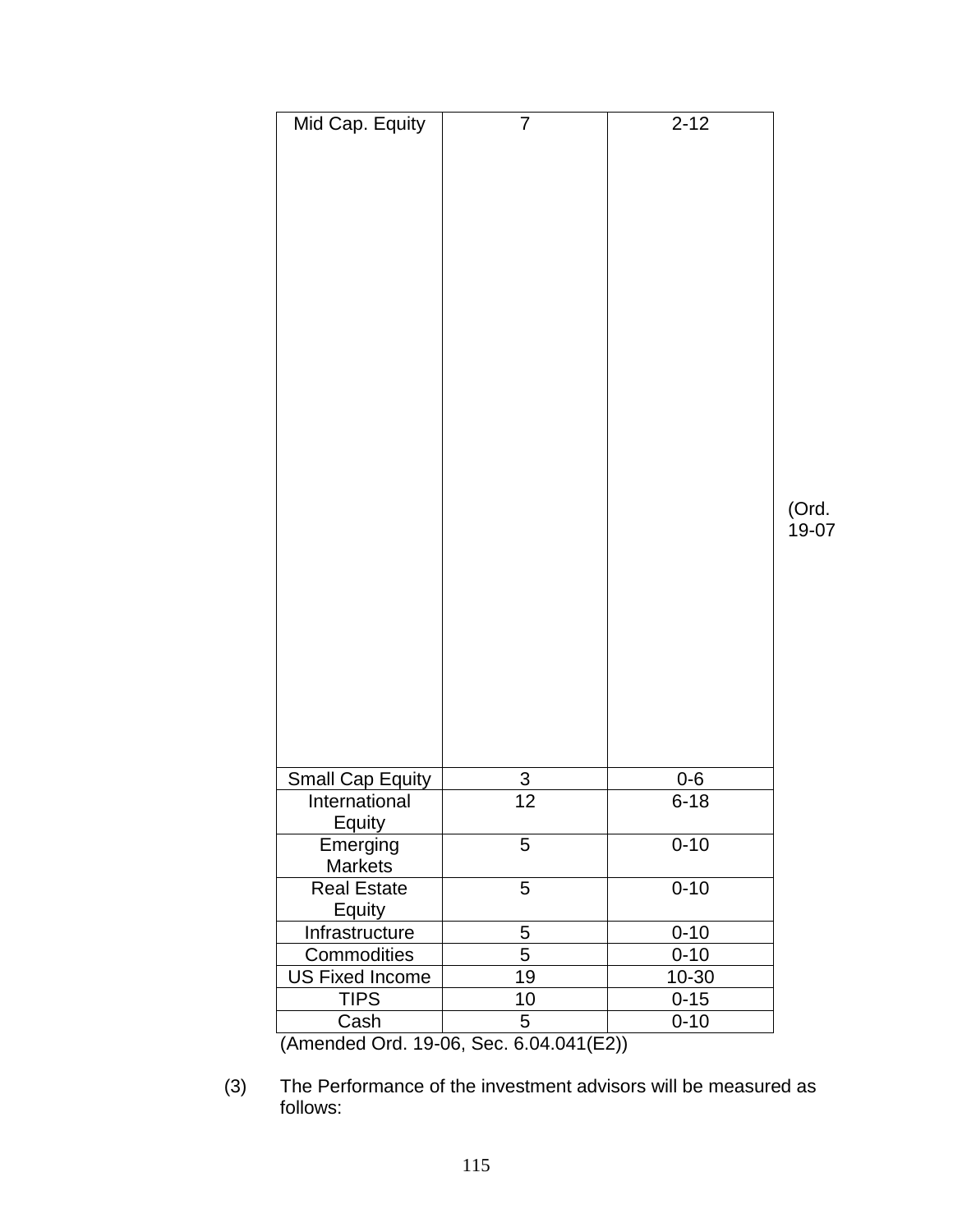| Mid Cap. Equity | 7 | 2-12 |
| --- | --- | --- |
| Small Cap Equity | 3 | 0-6 |
| International Equity | 12 | 6-18 |
| Emerging Markets | 5 | 0-10 |
| Real Estate Equity | 5 | 0-10 |
| Infrastructure | 5 | 0-10 |
| Commodities | 5 | 0-10 |
| US Fixed Income | 19 | 10-30 |
| TIPS | 10 | 0-15 |
| Cash | 5 | 0-10 |

(Ord. 19-07

(Amended Ord. 19-06, Sec. 6.04.041(E2))

(3) The Performance of the investment advisors will be measured as follows: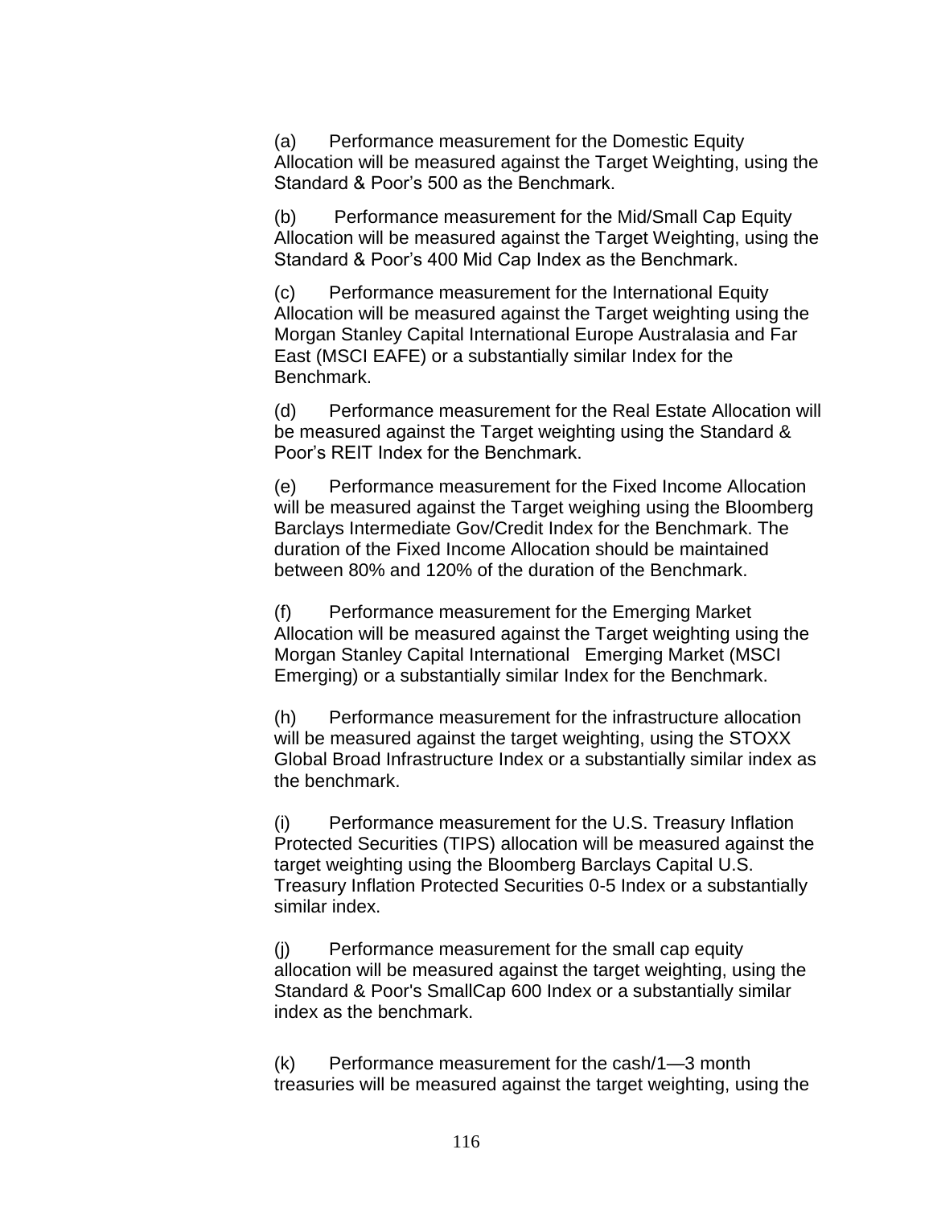(a) Performance measurement for the Domestic Equity Allocation will be measured against the Target Weighting, using the Standard & Poor's 500 as the Benchmark.

(b) Performance measurement for the Mid/Small Cap Equity Allocation will be measured against the Target Weighting, using the Standard & Poor's 400 Mid Cap Index as the Benchmark.

(c) Performance measurement for the International Equity Allocation will be measured against the Target weighting using the Morgan Stanley Capital International Europe Australasia and Far East (MSCI EAFE) or a substantially similar Index for the Benchmark.

(d) Performance measurement for the Real Estate Allocation will be measured against the Target weighting using the Standard & Poor's REIT Index for the Benchmark.

(e) Performance measurement for the Fixed Income Allocation will be measured against the Target weighing using the Bloomberg Barclays Intermediate Gov/Credit Index for the Benchmark. The duration of the Fixed Income Allocation should be maintained between 80% and 120% of the duration of the Benchmark.

(f) Performance measurement for the Emerging Market Allocation will be measured against the Target weighting using the Morgan Stanley Capital International Emerging Market (MSCI Emerging) or a substantially similar Index for the Benchmark.

(h) Performance measurement for the infrastructure allocation will be measured against the target weighting, using the STOXX Global Broad Infrastructure Index or a substantially similar index as the benchmark.

(i) Performance measurement for the U.S. Treasury Inflation Protected Securities (TIPS) allocation will be measured against the target weighting using the Bloomberg Barclays Capital U.S. Treasury Inflation Protected Securities 0-5 Index or a substantially similar index.

(j) Performance measurement for the small cap equity allocation will be measured against the target weighting, using the Standard & Poor's SmallCap 600 Index or a substantially similar index as the benchmark.

(k) Performance measurement for the cash/1—3 month treasuries will be measured against the target weighting, using the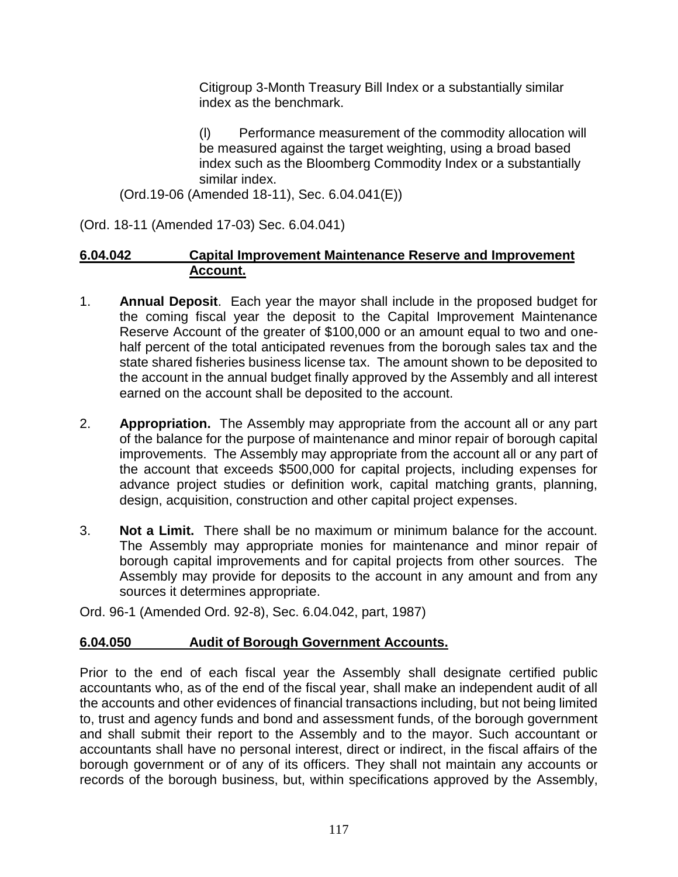Citigroup 3-Month Treasury Bill Index or a substantially similar index as the benchmark.

(l) Performance measurement of the commodity allocation will be measured against the target weighting, using a broad based index such as the Bloomberg Commodity Index or a substantially similar index.

(Ord.19-06 (Amended 18-11), Sec. 6.04.041(E))

(Ord. 18-11 (Amended 17-03) Sec. 6.04.041)

## 6.04.042 Capital Improvement Maintenance Reserve and Improvement Account.

1. **Annual Deposit**. Each year the mayor shall include in the proposed budget for the coming fiscal year the deposit to the Capital Improvement Maintenance Reserve Account of the greater of $100,000 or an amount equal to two and one-half percent of the total anticipated revenues from the borough sales tax and the state shared fisheries business license tax. The amount shown to be deposited to the account in the annual budget finally approved by the Assembly and all interest earned on the account shall be deposited to the account.

2. **Appropriation.** The Assembly may appropriate from the account all or any part of the balance for the purpose of maintenance and minor repair of borough capital improvements. The Assembly may appropriate from the account all or any part of the account that exceeds $500,000 for capital projects, including expenses for advance project studies or definition work, capital matching grants, planning, design, acquisition, construction and other capital project expenses.

3. **Not a Limit.** There shall be no maximum or minimum balance for the account. The Assembly may appropriate monies for maintenance and minor repair of borough capital improvements and for capital projects from other sources. The Assembly may provide for deposits to the account in any amount and from any sources it determines appropriate.

Ord. 96-1 (Amended Ord. 92-8), Sec. 6.04.042, part, 1987)

## 6.04.050 Audit of Borough Government Accounts.

Prior to the end of each fiscal year the Assembly shall designate certified public accountants who, as of the end of the fiscal year, shall make an independent audit of all the accounts and other evidences of financial transactions including, but not being limited to, trust and agency funds and bond and assessment funds, of the borough government and shall submit their report to the Assembly and to the mayor. Such accountant or accountants shall have no personal interest, direct or indirect, in the fiscal affairs of the borough government or of any of its officers. They shall not maintain any accounts or records of the borough business, but, within specifications approved by the Assembly,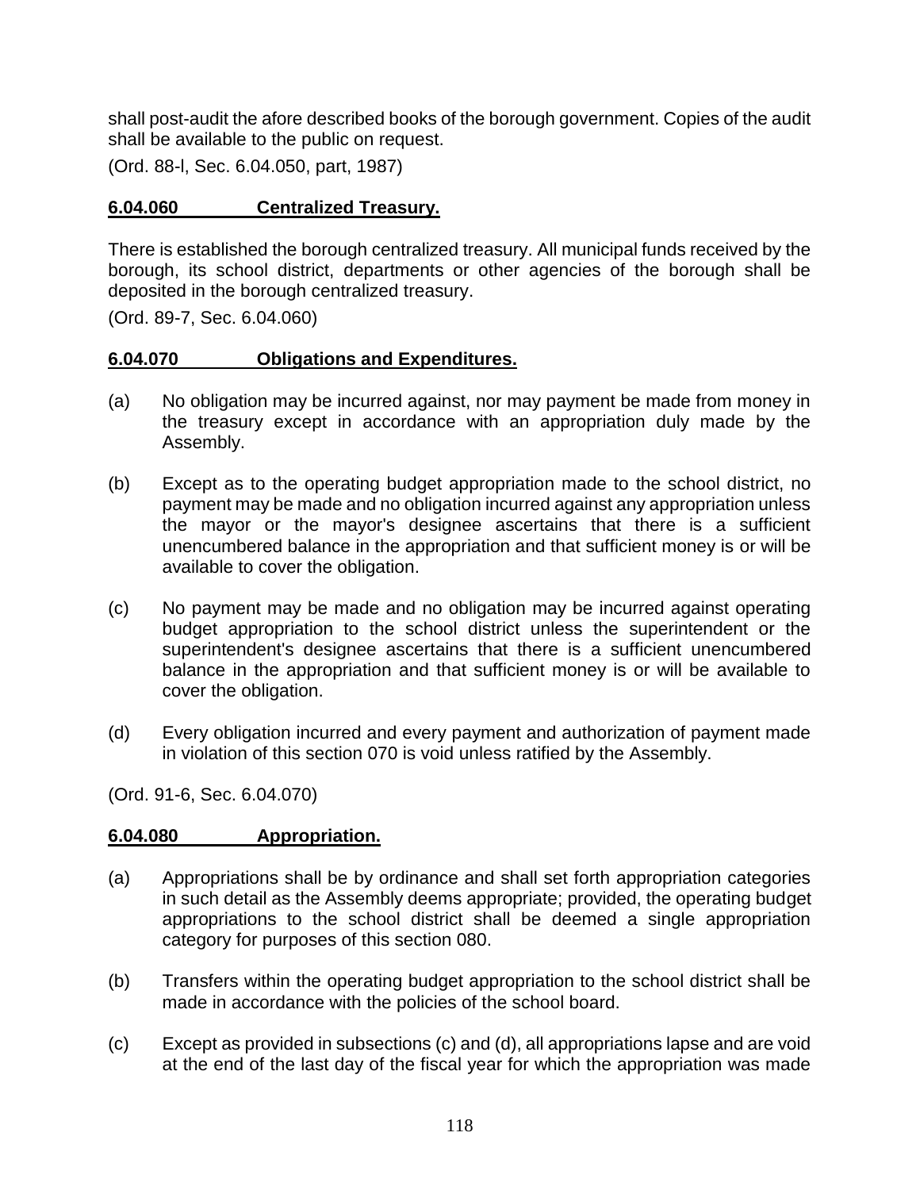shall post-audit the afore described books of the borough government. Copies of the audit shall be available to the public on request.

(Ord. 88-l, Sec. 6.04.050, part, 1987)

## 6.04.060 Centralized Treasury.

There is established the borough centralized treasury. All municipal funds received by the borough, its school district, departments or other agencies of the borough shall be deposited in the borough centralized treasury.

(Ord. 89-7, Sec. 6.04.060)

## 6.04.070 Obligations and Expenditures.

(a) No obligation may be incurred against, nor may payment be made from money in the treasury except in accordance with an appropriation duly made by the Assembly.

(b) Except as to the operating budget appropriation made to the school district, no payment may be made and no obligation incurred against any appropriation unless the mayor or the mayor's designee ascertains that there is a sufficient unencumbered balance in the appropriation and that sufficient money is or will be available to cover the obligation.

(c) No payment may be made and no obligation may be incurred against operating budget appropriation to the school district unless the superintendent or the superintendent's designee ascertains that there is a sufficient unencumbered balance in the appropriation and that sufficient money is or will be available to cover the obligation.

(d) Every obligation incurred and every payment and authorization of payment made in violation of this section 070 is void unless ratified by the Assembly.

(Ord. 91-6, Sec. 6.04.070)

## 6.04.080 Appropriation.

(a) Appropriations shall be by ordinance and shall set forth appropriation categories in such detail as the Assembly deems appropriate; provided, the operating budget appropriations to the school district shall be deemed a single appropriation category for purposes of this section 080.

(b) Transfers within the operating budget appropriation to the school district shall be made in accordance with the policies of the school board.

(c) Except as provided in subsections (c) and (d), all appropriations lapse and are void at the end of the last day of the fiscal year for which the appropriation was made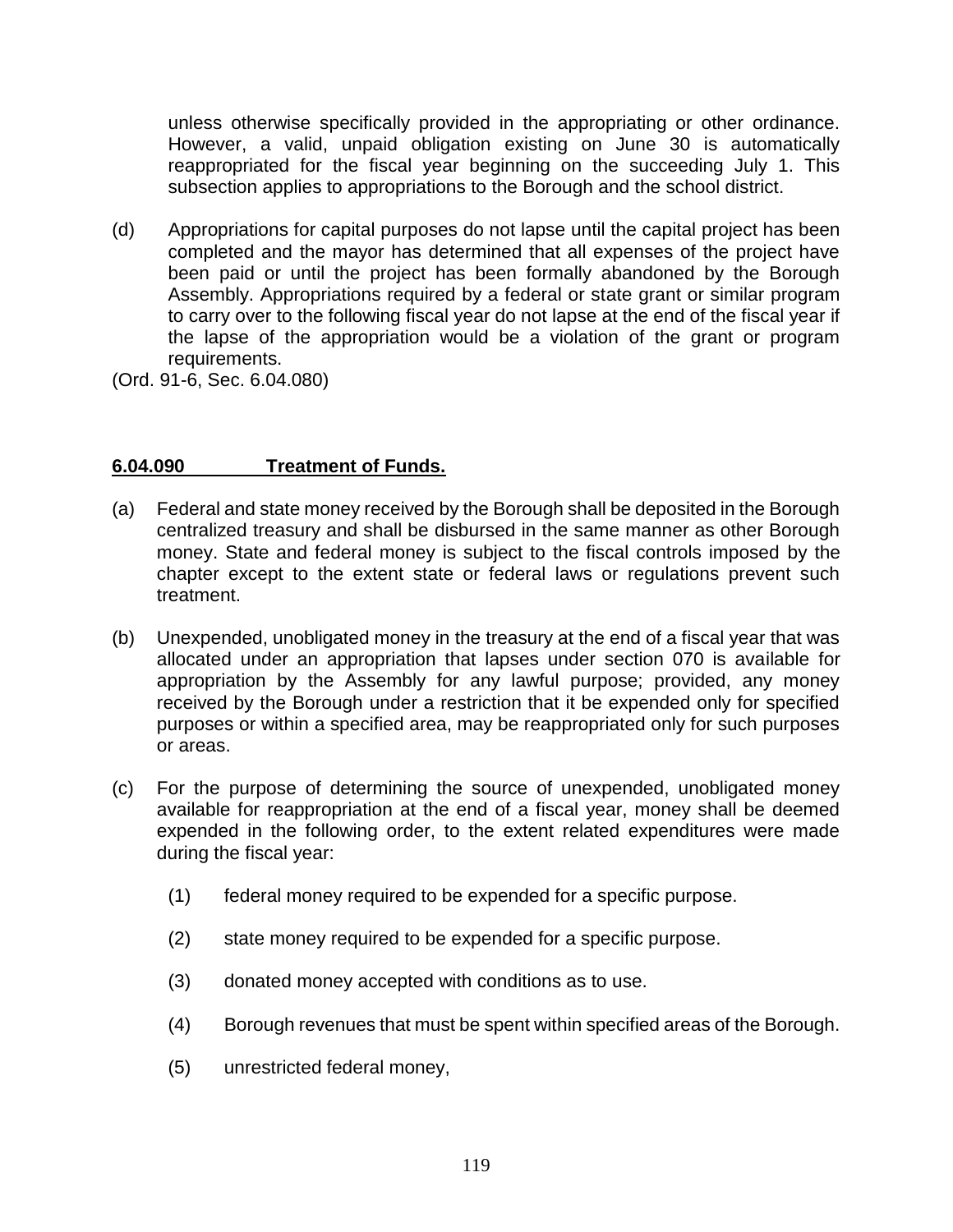unless otherwise specifically provided in the appropriating or other ordinance. However, a valid, unpaid obligation existing on June 30 is automatically reappropriated for the fiscal year beginning on the succeeding July 1. This subsection applies to appropriations to the Borough and the school district.

(d) Appropriations for capital purposes do not lapse until the capital project has been completed and the mayor has determined that all expenses of the project have been paid or until the project has been formally abandoned by the Borough Assembly. Appropriations required by a federal or state grant or similar program to carry over to the following fiscal year do not lapse at the end of the fiscal year if the lapse of the appropriation would be a violation of the grant or program requirements.

(Ord. 91-6, Sec. 6.04.080)

**6.04.090 Treatment of Funds.**

(a) Federal and state money received by the Borough shall be deposited in the Borough centralized treasury and shall be disbursed in the same manner as other Borough money. State and federal money is subject to the fiscal controls imposed by the chapter except to the extent state or federal laws or regulations prevent such treatment.

(b) Unexpended, unobligated money in the treasury at the end of a fiscal year that was allocated under an appropriation that lapses under section 070 is available for appropriation by the Assembly for any lawful purpose; provided, any money received by the Borough under a restriction that it be expended only for specified purposes or within a specified area, may be reappropriated only for such purposes or areas.

(c) For the purpose of determining the source of unexpended, unobligated money available for reappropriation at the end of a fiscal year, money shall be deemed expended in the following order, to the extent related expenditures were made during the fiscal year:

(1) federal money required to be expended for a specific purpose.

(2) state money required to be expended for a specific purpose.

(3) donated money accepted with conditions as to use.

(4) Borough revenues that must be spent within specified areas of the Borough.

(5) unrestricted federal money,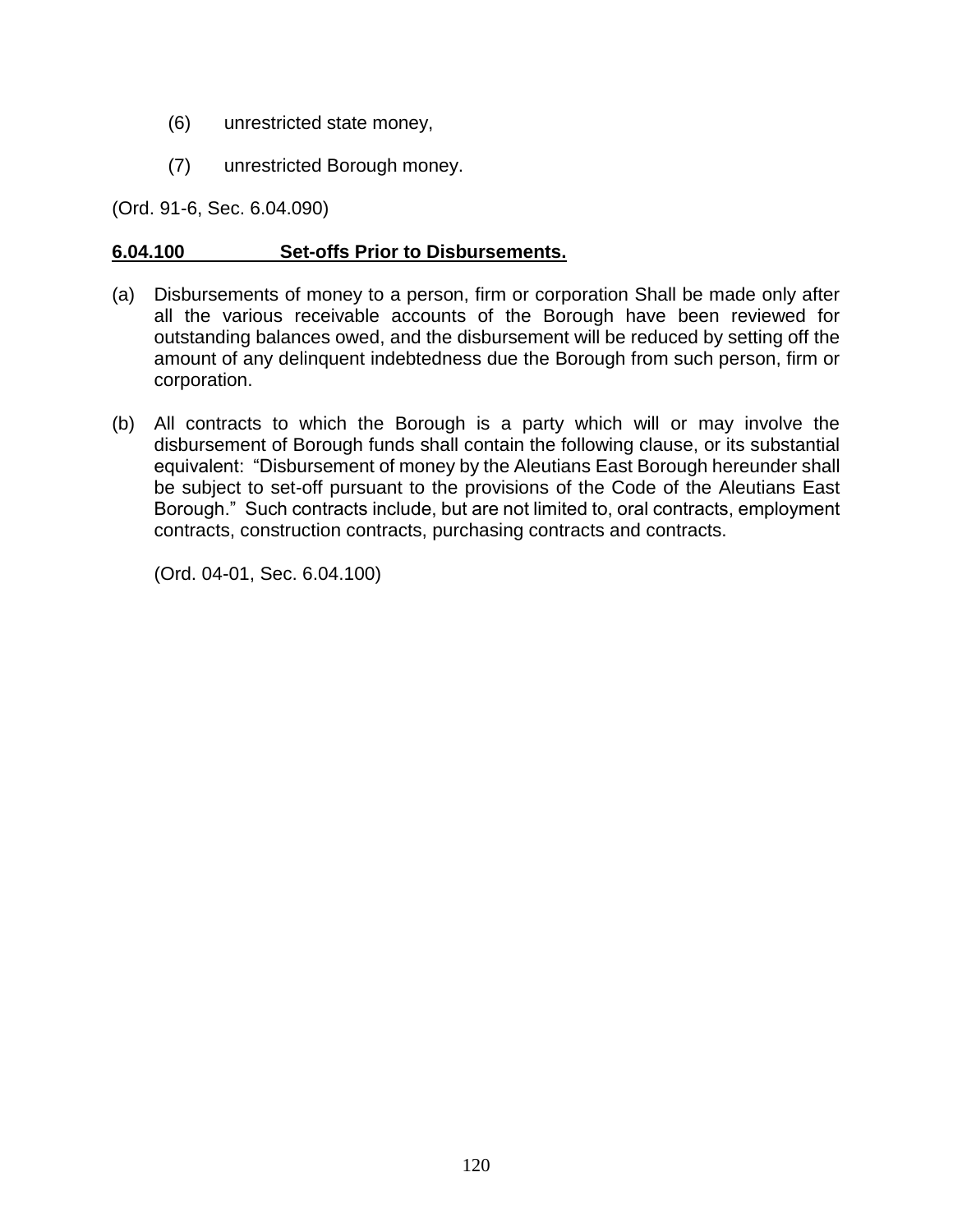(6) unrestricted state money,

(7) unrestricted Borough money.

(Ord. 91-6, Sec. 6.04.090)

**6.04.100 Set-offs Prior to Disbursements.**

(a) Disbursements of money to a person, firm or corporation Shall be made only after all the various receivable accounts of the Borough have been reviewed for outstanding balances owed, and the disbursement will be reduced by setting off the amount of any delinquent indebtedness due the Borough from such person, firm or corporation.

(b) All contracts to which the Borough is a party which will or may involve the disbursement of Borough funds shall contain the following clause, or its substantial equivalent: "Disbursement of money by the Aleutians East Borough hereunder shall be subject to set-off pursuant to the provisions of the Code of the Aleutians East Borough." Such contracts include, but are not limited to, oral contracts, employment contracts, construction contracts, purchasing contracts and contracts.

(Ord. 04-01, Sec. 6.04.100)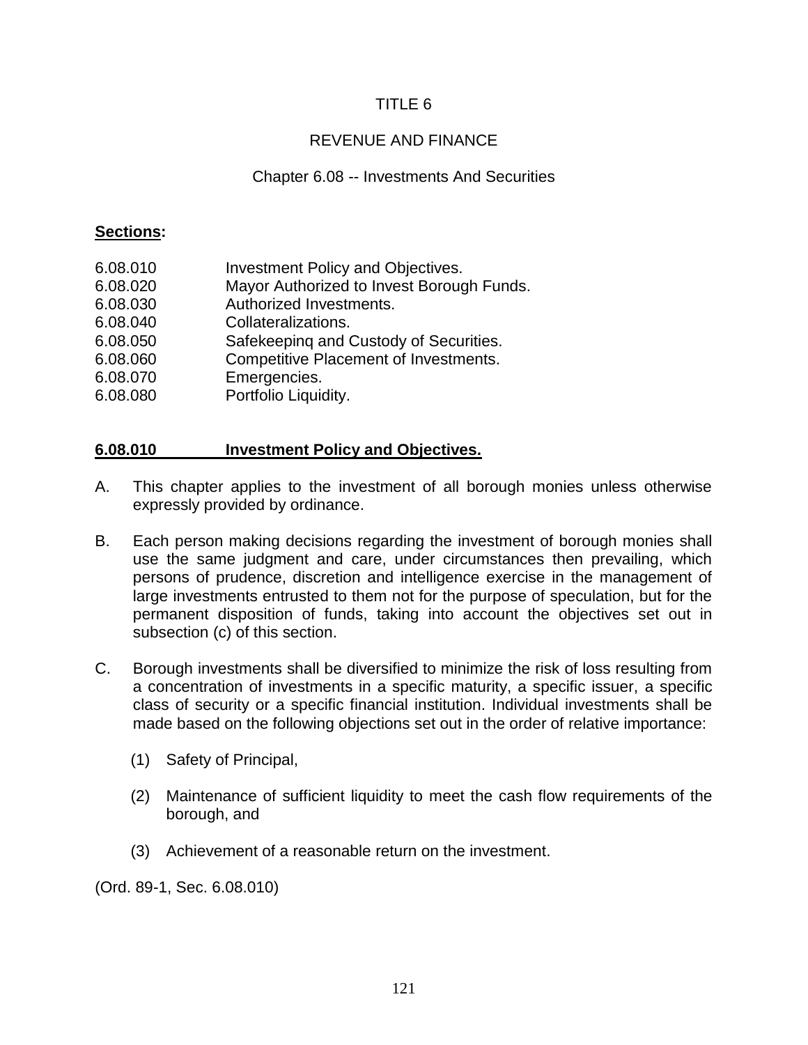# TITLE 6

## REVENUE AND FINANCE

### Chapter 6.08 -- Investments And Securities

**Sections:**

| | |
|---|---|
| 6.08.010 | Investment Policy and Objectives. |
| 6.08.020 | Mayor Authorized to Invest Borough Funds. |
| 6.08.030 | Authorized Investments. |
| 6.08.040 | Collateralizations. |
| 6.08.050 | Safekeepinq and Custody of Securities. |
| 6.08.060 | Competitive Placement of Investments. |
| 6.08.070 | Emergencies. |
| 6.08.080 | Portfolio Liquidity. |

**6.08.010 Investment Policy and Objectives.**

A. This chapter applies to the investment of all borough monies unless otherwise expressly provided by ordinance.

B. Each person making decisions regarding the investment of borough monies shall use the same judgment and care, under circumstances then prevailing, which persons of prudence, discretion and intelligence exercise in the management of large investments entrusted to them not for the purpose of speculation, but for the permanent disposition of funds, taking into account the objectives set out in subsection (c) of this section.

C. Borough investments shall be diversified to minimize the risk of loss resulting from a concentration of investments in a specific maturity, a specific issuer, a specific class of security or a specific financial institution. Individual investments shall be made based on the following objections set out in the order of relative importance:

(1) Safety of Principal,

(2) Maintenance of sufficient liquidity to meet the cash flow requirements of the borough, and

(3) Achievement of a reasonable return on the investment.

(Ord. 89-1, Sec. 6.08.010)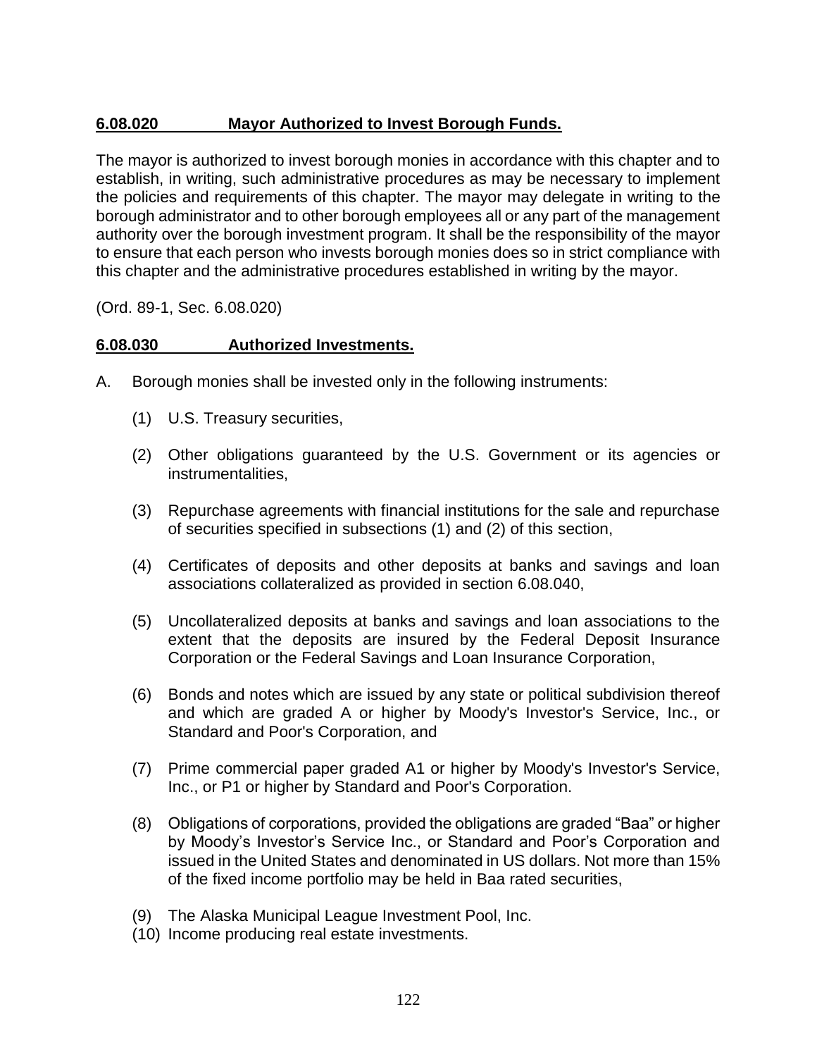**6.08.020 Mayor Authorized to Invest Borough Funds.**

The mayor is authorized to invest borough monies in accordance with this chapter and to establish, in writing, such administrative procedures as may be necessary to implement the policies and requirements of this chapter. The mayor may delegate in writing to the borough administrator and to other borough employees all or any part of the management authority over the borough investment program. It shall be the responsibility of the mayor to ensure that each person who invests borough monies does so in strict compliance with this chapter and the administrative procedures established in writing by the mayor.

(Ord. 89-1, Sec. 6.08.020)

**6.08.030 Authorized Investments.**

A. Borough monies shall be invested only in the following instruments:

(1) U.S. Treasury securities,

(2) Other obligations guaranteed by the U.S. Government or its agencies or instrumentalities,

(3) Repurchase agreements with financial institutions for the sale and repurchase of securities specified in subsections (1) and (2) of this section,

(4) Certificates of deposits and other deposits at banks and savings and loan associations collateralized as provided in section 6.08.040,

(5) Uncollateralized deposits at banks and savings and loan associations to the extent that the deposits are insured by the Federal Deposit Insurance Corporation or the Federal Savings and Loan Insurance Corporation,

(6) Bonds and notes which are issued by any state or political subdivision thereof and which are graded A or higher by Moody's Investor's Service, Inc., or Standard and Poor's Corporation, and

(7) Prime commercial paper graded A1 or higher by Moody's Investor's Service, Inc., or P1 or higher by Standard and Poor's Corporation.

(8) Obligations of corporations, provided the obligations are graded "Baa" or higher by Moody's Investor's Service Inc., or Standard and Poor's Corporation and issued in the United States and denominated in US dollars. Not more than 15% of the fixed income portfolio may be held in Baa rated securities,

(9) The Alaska Municipal League Investment Pool, Inc.

(10) Income producing real estate investments.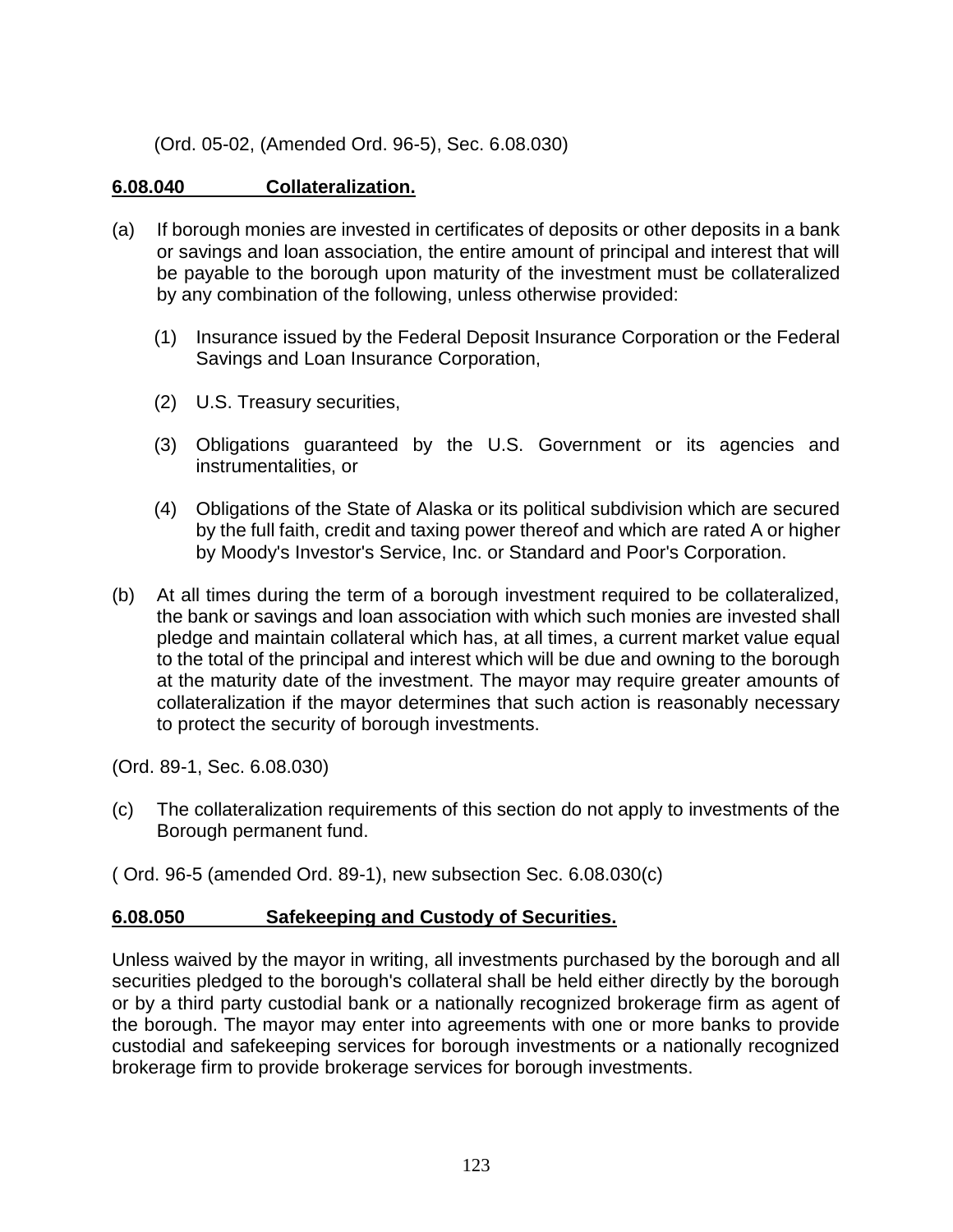(Ord. 05-02, (Amended Ord. 96-5), Sec. 6.08.030)

## 6.08.040 Collateralization.

(a) If borough monies are invested in certificates of deposits or other deposits in a bank or savings and loan association, the entire amount of principal and interest that will be payable to the borough upon maturity of the investment must be collateralized by any combination of the following, unless otherwise provided:

   (1) Insurance issued by the Federal Deposit Insurance Corporation or the Federal Savings and Loan Insurance Corporation,

   (2) U.S. Treasury securities,

   (3) Obligations guaranteed by the U.S. Government or its agencies and instrumentalities, or

   (4) Obligations of the State of Alaska or its political subdivision which are secured by the full faith, credit and taxing power thereof and which are rated A or higher by Moody's Investor's Service, Inc. or Standard and Poor's Corporation.

(b) At all times during the term of a borough investment required to be collateralized, the bank or savings and loan association with which such monies are invested shall pledge and maintain collateral which has, at all times, a current market value equal to the total of the principal and interest which will be due and owning to the borough at the maturity date of the investment. The mayor may require greater amounts of collateralization if the mayor determines that such action is reasonably necessary to protect the security of borough investments.

(Ord. 89-1, Sec. 6.08.030)

(c) The collateralization requirements of this section do not apply to investments of the Borough permanent fund.

( Ord. 96-5 (amended Ord. 89-1), new subsection Sec. 6.08.030(c)

## 6.08.050 Safekeeping and Custody of Securities.

Unless waived by the mayor in writing, all investments purchased by the borough and all securities pledged to the borough's collateral shall be held either directly by the borough or by a third party custodial bank or a nationally recognized brokerage firm as agent of the borough. The mayor may enter into agreements with one or more banks to provide custodial and safekeeping services for borough investments or a nationally recognized brokerage firm to provide brokerage services for borough investments.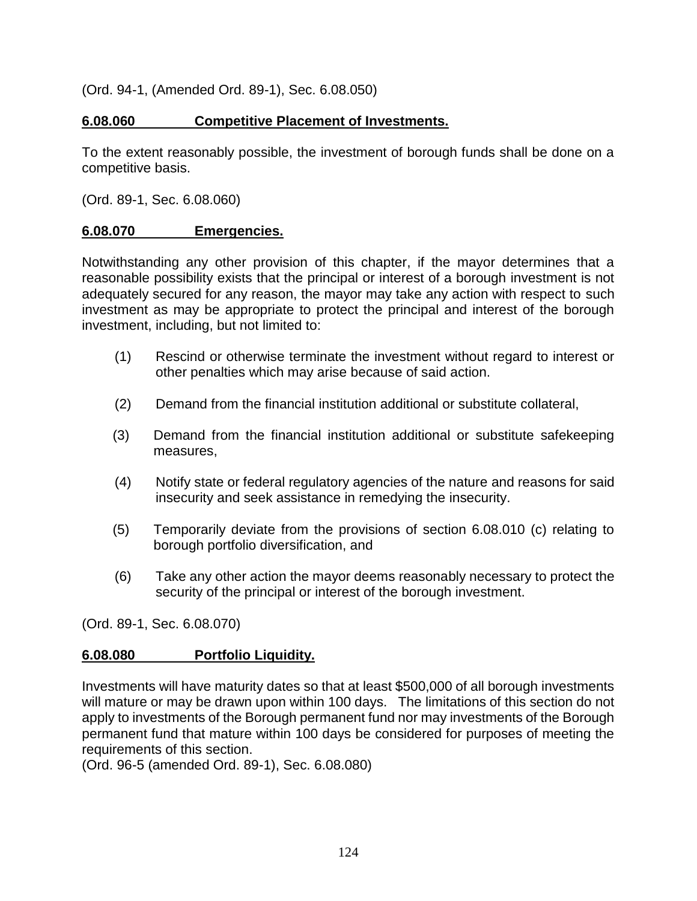(Ord. 94-1, (Amended Ord. 89-1), Sec. 6.08.050)

**6.08.060 Competitive Placement of Investments.**

To the extent reasonably possible, the investment of borough funds shall be done on a competitive basis.

(Ord. 89-1, Sec. 6.08.060)

**6.08.070 Emergencies.**

Notwithstanding any other provision of this chapter, if the mayor determines that a reasonable possibility exists that the principal or interest of a borough investment is not adequately secured for any reason, the mayor may take any action with respect to such investment as may be appropriate to protect the principal and interest of the borough investment, including, but not limited to:

(1) Rescind or otherwise terminate the investment without regard to interest or other penalties which may arise because of said action.

(2) Demand from the financial institution additional or substitute collateral,

(3) Demand from the financial institution additional or substitute safekeeping measures,

(4) Notify state or federal regulatory agencies of the nature and reasons for said insecurity and seek assistance in remedying the insecurity.

(5) Temporarily deviate from the provisions of section 6.08.010 (c) relating to borough portfolio diversification, and

(6) Take any other action the mayor deems reasonably necessary to protect the security of the principal or interest of the borough investment.

(Ord. 89-1, Sec. 6.08.070)

**6.08.080 Portfolio Liquidity.**

Investments will have maturity dates so that at least $500,000 of all borough investments will mature or may be drawn upon within 100 days. The limitations of this section do not apply to investments of the Borough permanent fund nor may investments of the Borough permanent fund that mature within 100 days be considered for purposes of meeting the requirements of this section.
(Ord. 96-5 (amended Ord. 89-1), Sec. 6.08.080)